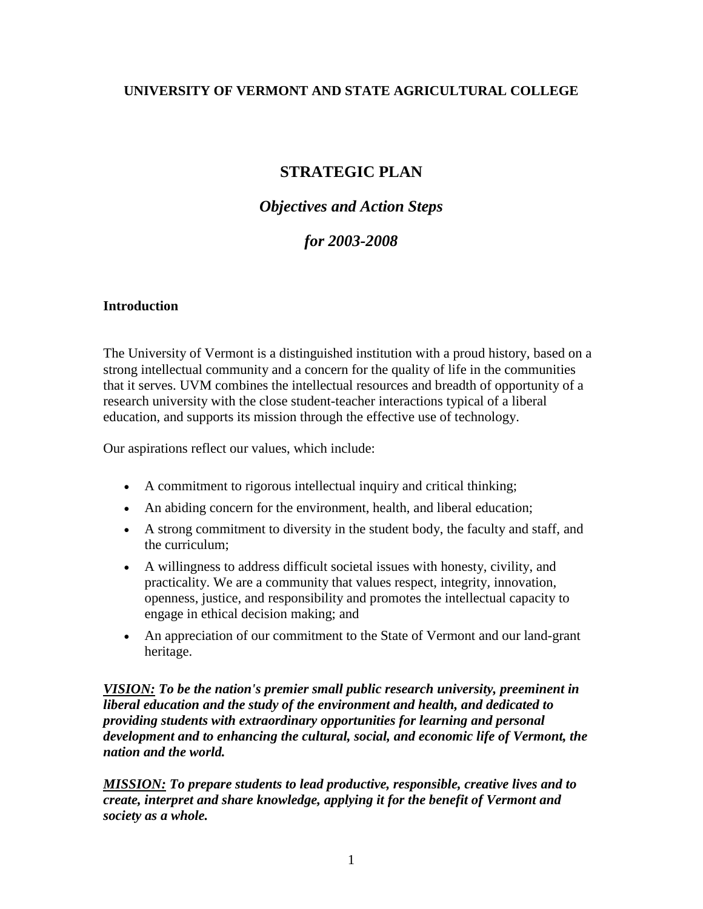**UNIVERSITY OF VERMONT AND STATE AGRICULTURAL COLLEGE**

# STRATEGIC PLAN

## *Objectives and Action Steps*

## *for 2003-2008*

### Introduction

The University of Vermont is a distinguished institution with a proud history, based on a strong intellectual community and a concern for the quality of life in the communities that it serves. UVM combines the intellectual resources and breadth of opportunity of a research university with the close student-teacher interactions typical of a liberal education, and supports its mission through the effective use of technology.

Our aspirations reflect our values, which include:

- A commitment to rigorous intellectual inquiry and critical thinking;
- An abiding concern for the environment, health, and liberal education;
- A strong commitment to diversity in the student body, the faculty and staff, and the curriculum;
- A willingness to address difficult societal issues with honesty, civility, and practicality. We are a community that values respect, integrity, innovation, openness, justice, and responsibility and promotes the intellectual capacity to engage in ethical decision making; and
- An appreciation of our commitment to the State of Vermont and our land-grant heritage.

***VISION:*** ***To be the nation's premier small public research university, preeminent in liberal education and the study of the environment and health, and dedicated to providing students with extraordinary opportunities for learning and personal development and to enhancing the cultural, social, and economic life of Vermont, the nation and the world.***

***MISSION:*** ***To prepare students to lead productive, responsible, creative lives and to create, interpret and share knowledge, applying it for the benefit of Vermont and society as a whole.***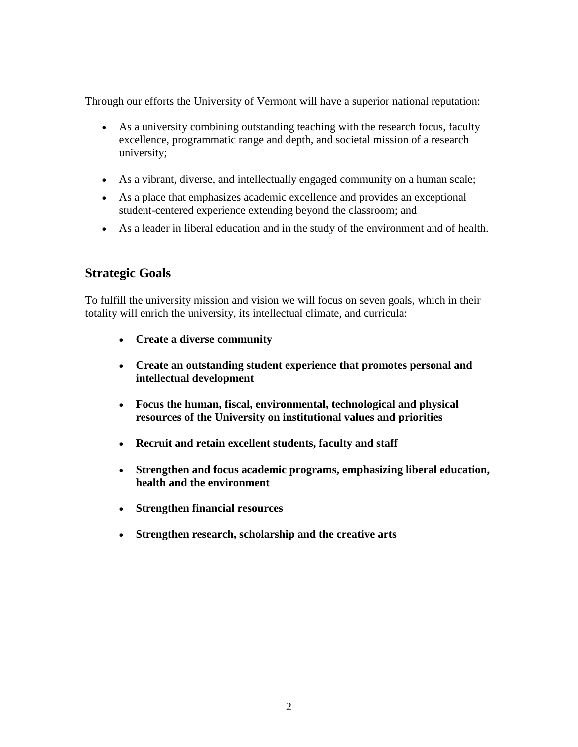Through our efforts the University of Vermont will have a superior national reputation:

- As a university combining outstanding teaching with the research focus, faculty excellence, programmatic range and depth, and societal mission of a research university;
- As a vibrant, diverse, and intellectually engaged community on a human scale;
- As a place that emphasizes academic excellence and provides an exceptional student-centered experience extending beyond the classroom; and
- As a leader in liberal education and in the study of the environment and of health.

## Strategic Goals

To fulfill the university mission and vision we will focus on seven goals, which in their totality will enrich the university, its intellectual climate, and curricula:

- **Create a diverse community**
- **Create an outstanding student experience that promotes personal and intellectual development**
- **Focus the human, fiscal, environmental, technological and physical resources of the University on institutional values and priorities**
- **Recruit and retain excellent students, faculty and staff**
- **Strengthen and focus academic programs, emphasizing liberal education, health and the environment**
- **Strengthen financial resources**
- **Strengthen research, scholarship and the creative arts**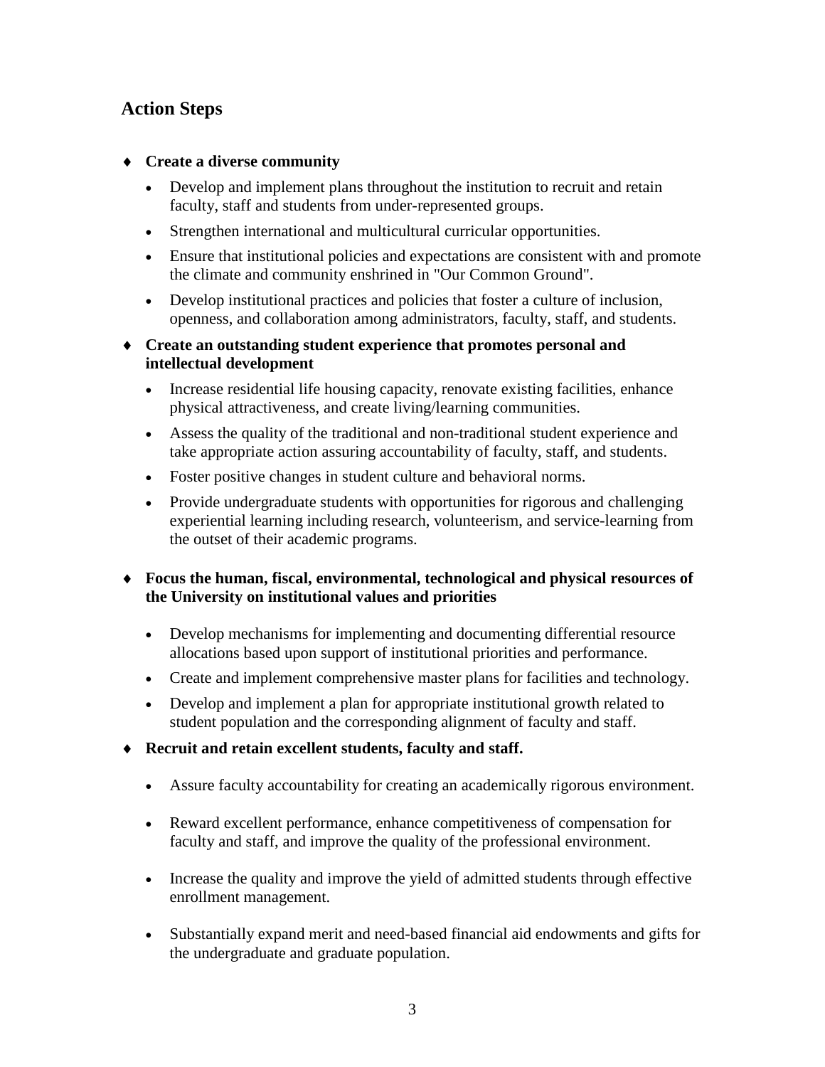## Action Steps

- **Create a diverse community**
  - Develop and implement plans throughout the institution to recruit and retain faculty, staff and students from under-represented groups.
  - Strengthen international and multicultural curricular opportunities.
  - Ensure that institutional policies and expectations are consistent with and promote the climate and community enshrined in "Our Common Ground".
  - Develop institutional practices and policies that foster a culture of inclusion, openness, and collaboration among administrators, faculty, staff, and students.

- **Create an outstanding student experience that promotes personal and intellectual development**
  - Increase residential life housing capacity, renovate existing facilities, enhance physical attractiveness, and create living/learning communities.
  - Assess the quality of the traditional and non-traditional student experience and take appropriate action assuring accountability of faculty, staff, and students.
  - Foster positive changes in student culture and behavioral norms.
  - Provide undergraduate students with opportunities for rigorous and challenging experiential learning including research, volunteerism, and service-learning from the outset of their academic programs.

- **Focus the human, fiscal, environmental, technological and physical resources of the University on institutional values and priorities**
  - Develop mechanisms for implementing and documenting differential resource allocations based upon support of institutional priorities and performance.
  - Create and implement comprehensive master plans for facilities and technology.
  - Develop and implement a plan for appropriate institutional growth related to student population and the corresponding alignment of faculty and staff.

- **Recruit and retain excellent students, faculty and staff.**
  - Assure faculty accountability for creating an academically rigorous environment.
  - Reward excellent performance, enhance competitiveness of compensation for faculty and staff, and improve the quality of the professional environment.
  - Increase the quality and improve the yield of admitted students through effective enrollment management.
  - Substantially expand merit and need-based financial aid endowments and gifts for the undergraduate and graduate population.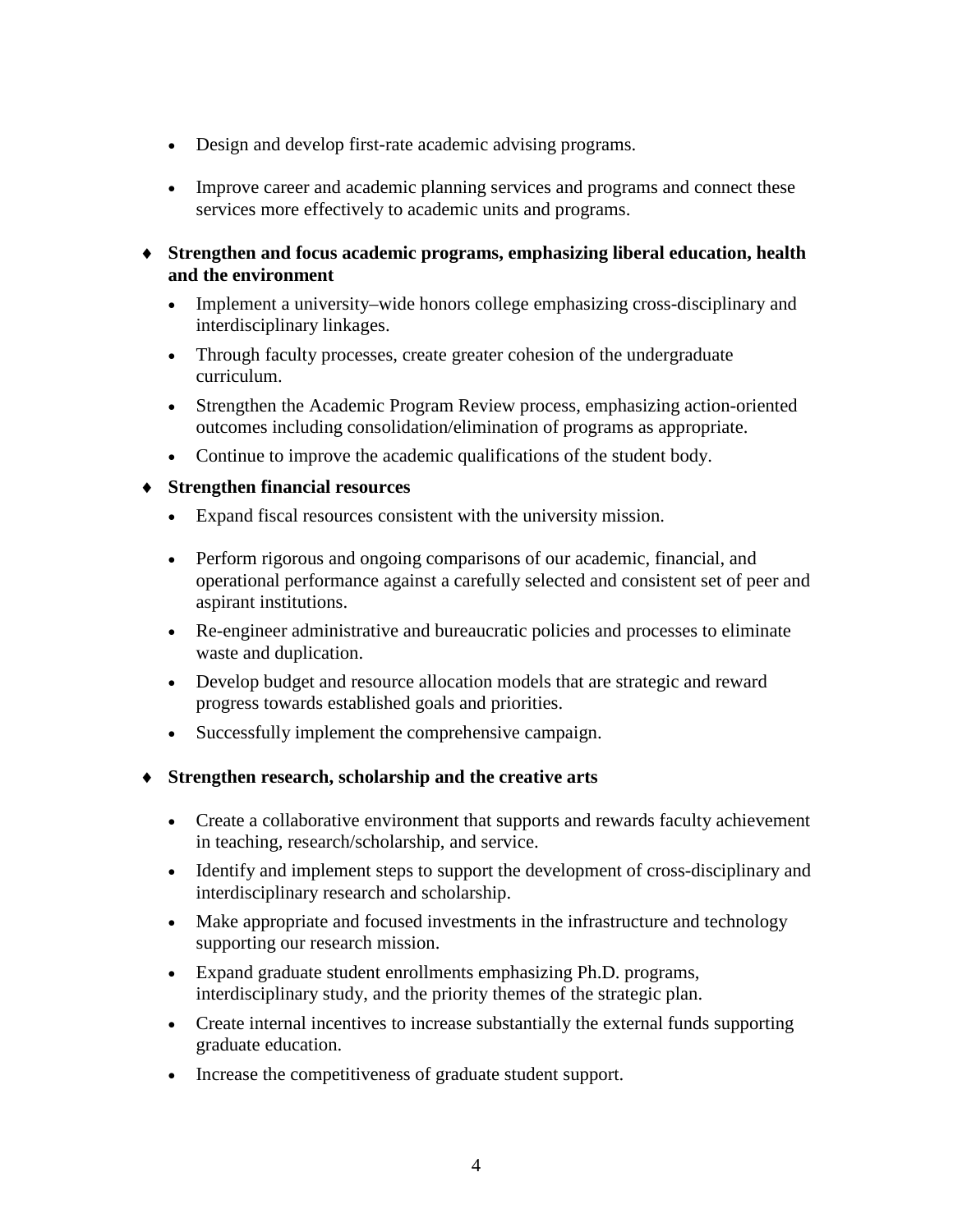- Design and develop first-rate academic advising programs.
- Improve career and academic planning services and programs and connect these services more effectively to academic units and programs.

♦ **Strengthen and focus academic programs, emphasizing liberal education, health and the environment**

- Implement a university–wide honors college emphasizing cross-disciplinary and interdisciplinary linkages.
- Through faculty processes, create greater cohesion of the undergraduate curriculum.
- Strengthen the Academic Program Review process, emphasizing action-oriented outcomes including consolidation/elimination of programs as appropriate.
- Continue to improve the academic qualifications of the student body.

♦ **Strengthen financial resources**

- Expand fiscal resources consistent with the university mission.
- Perform rigorous and ongoing comparisons of our academic, financial, and operational performance against a carefully selected and consistent set of peer and aspirant institutions.
- Re-engineer administrative and bureaucratic policies and processes to eliminate waste and duplication.
- Develop budget and resource allocation models that are strategic and reward progress towards established goals and priorities.
- Successfully implement the comprehensive campaign.

♦ **Strengthen research, scholarship and the creative arts**

- Create a collaborative environment that supports and rewards faculty achievement in teaching, research/scholarship, and service.
- Identify and implement steps to support the development of cross-disciplinary and interdisciplinary research and scholarship.
- Make appropriate and focused investments in the infrastructure and technology supporting our research mission.
- Expand graduate student enrollments emphasizing Ph.D. programs, interdisciplinary study, and the priority themes of the strategic plan.
- Create internal incentives to increase substantially the external funds supporting graduate education.
- Increase the competitiveness of graduate student support.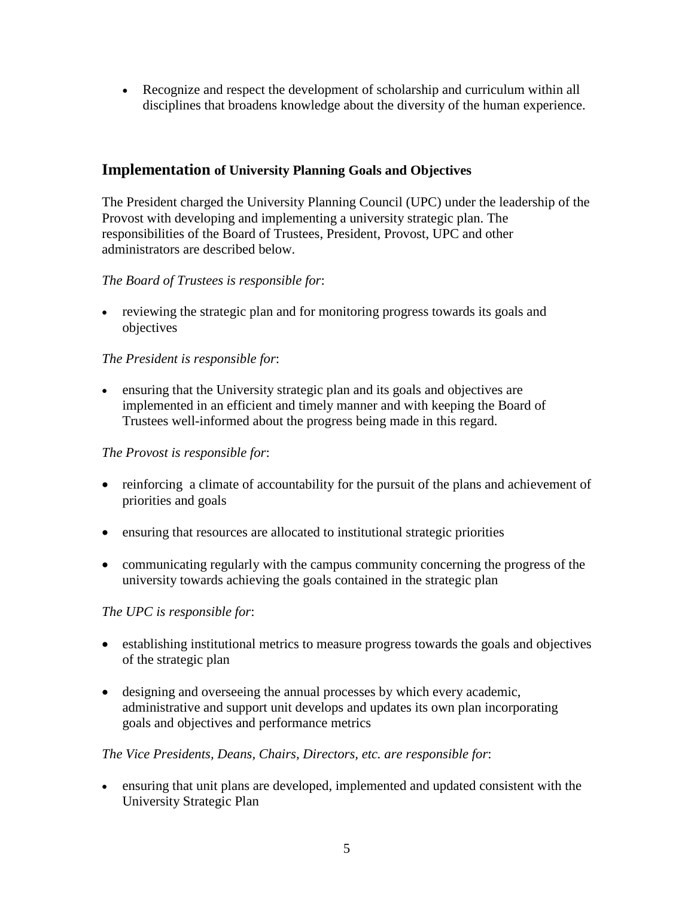- Recognize and respect the development of scholarship and curriculum within all disciplines that broadens knowledge about the diversity of the human experience.

## Implementation of University Planning Goals and Objectives

The President charged the University Planning Council (UPC) under the leadership of the Provost with developing and implementing a university strategic plan. The responsibilities of the Board of Trustees, President, Provost, UPC and other administrators are described below.

*The Board of Trustees is responsible for*:

- reviewing the strategic plan and for monitoring progress towards its goals and objectives

*The President is responsible for*:

- ensuring that the University strategic plan and its goals and objectives are implemented in an efficient and timely manner and with keeping the Board of Trustees well-informed about the progress being made in this regard.

*The Provost is responsible for*:

- reinforcing a climate of accountability for the pursuit of the plans and achievement of priorities and goals
- ensuring that resources are allocated to institutional strategic priorities
- communicating regularly with the campus community concerning the progress of the university towards achieving the goals contained in the strategic plan

*The UPC is responsible for*:

- establishing institutional metrics to measure progress towards the goals and objectives of the strategic plan
- designing and overseeing the annual processes by which every academic, administrative and support unit develops and updates its own plan incorporating goals and objectives and performance metrics

*The Vice Presidents, Deans, Chairs, Directors, etc. are responsible for*:

- ensuring that unit plans are developed, implemented and updated consistent with the University Strategic Plan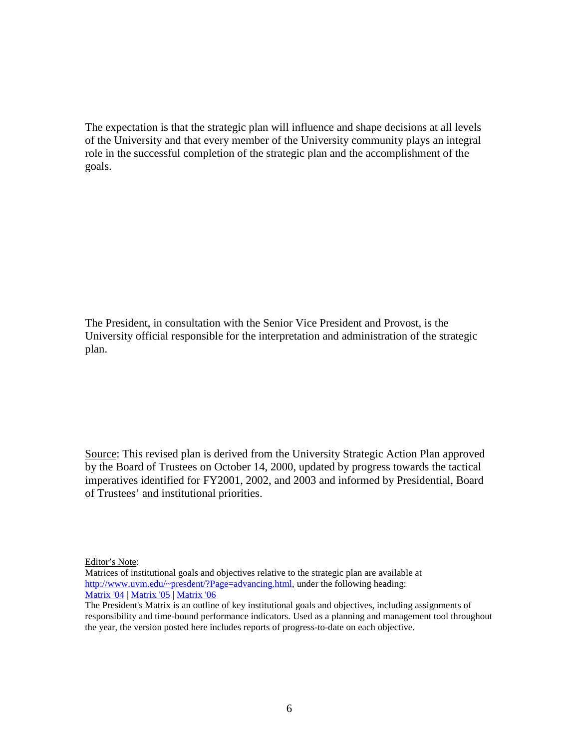The expectation is that the strategic plan will influence and shape decisions at all levels of the University and that every member of the University community plays an integral role in the successful completion of the strategic plan and the accomplishment of the goals.

The President, in consultation with the Senior Vice President and Provost, is the University official responsible for the interpretation and administration of the strategic plan.

Source: This revised plan is derived from the University Strategic Action Plan approved by the Board of Trustees on October 14, 2000, updated by progress towards the tactical imperatives identified for FY2001, 2002, and 2003 and informed by Presidential, Board of Trustees' and institutional priorities.

Editor's Note:
Matrices of institutional goals and objectives relative to the strategic plan are available at http://www.uvm.edu/~presdent/?Page=advancing.html, under the following heading:
Matrix '04 | Matrix '05 | Matrix '06
The President's Matrix is an outline of key institutional goals and objectives, including assignments of responsibility and time-bound performance indicators. Used as a planning and management tool throughout the year, the version posted here includes reports of progress-to-date on each objective.